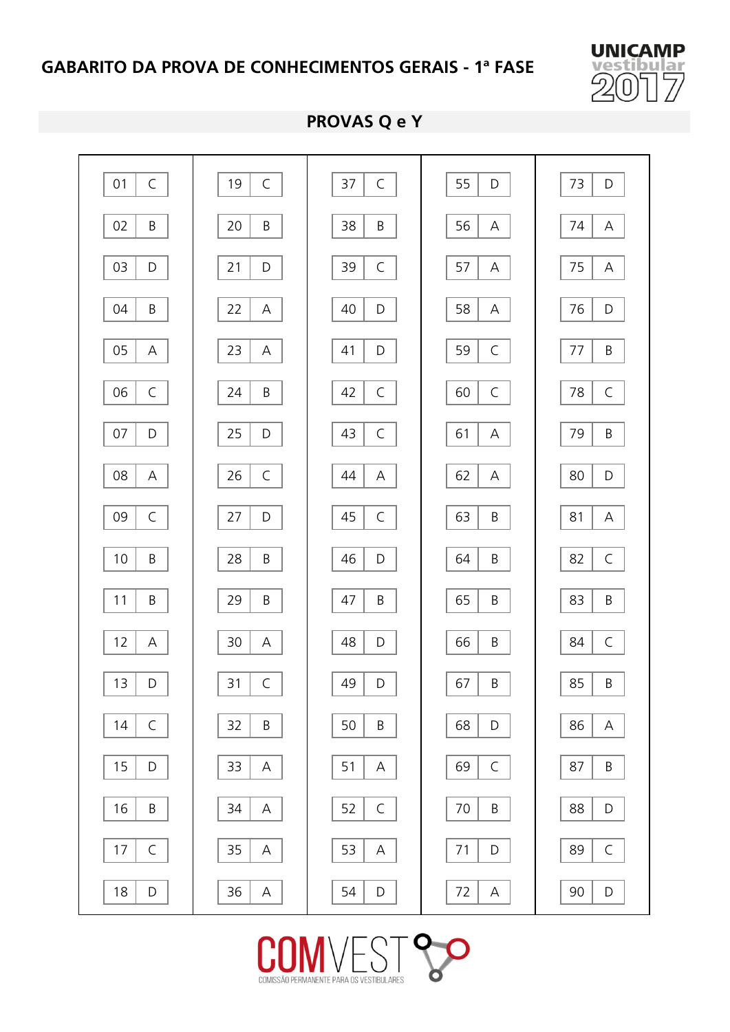# GABARITO DA PROVA DE CONHECIMENTOS GERAIS - 1ª FASE

UNICAMP vestibular 2017

## PROVAS Q e Y

| Questão | Resposta | Questão | Resposta | Questão | Resposta | Questão | Resposta | Questão | Resposta |
|---|---|---|---|---|---|---|---|---|---|
| 01 | C | 19 | C | 37 | C | 55 | D | 73 | D |
| 02 | B | 20 | B | 38 | B | 56 | A | 74 | A |
| 03 | D | 21 | D | 39 | C | 57 | A | 75 | A |
| 04 | B | 22 | A | 40 | D | 58 | A | 76 | D |
| 05 | A | 23 | A | 41 | D | 59 | C | 77 | B |
| 06 | C | 24 | B | 42 | C | 60 | C | 78 | C |
| 07 | D | 25 | D | 43 | C | 61 | A | 79 | B |
| 08 | A | 26 | C | 44 | A | 62 | A | 80 | D |
| 09 | C | 27 | D | 45 | C | 63 | B | 81 | A |
| 10 | B | 28 | B | 46 | D | 64 | B | 82 | C |
| 11 | B | 29 | B | 47 | B | 65 | B | 83 | B |
| 12 | A | 30 | A | 48 | D | 66 | B | 84 | C |
| 13 | D | 31 | C | 49 | D | 67 | B | 85 | B |
| 14 | C | 32 | B | 50 | B | 68 | D | 86 | A |
| 15 | D | 33 | A | 51 | A | 69 | C | 87 | B |
| 16 | B | 34 | A | 52 | C | 70 | B | 88 | D |
| 17 | C | 35 | A | 53 | A | 71 | D | 89 | C |
| 18 | D | 36 | A | 54 | D | 72 | A | 90 | D |

COMVEST
COMISSÃO PERMANENTE PARA OS VESTIBULARES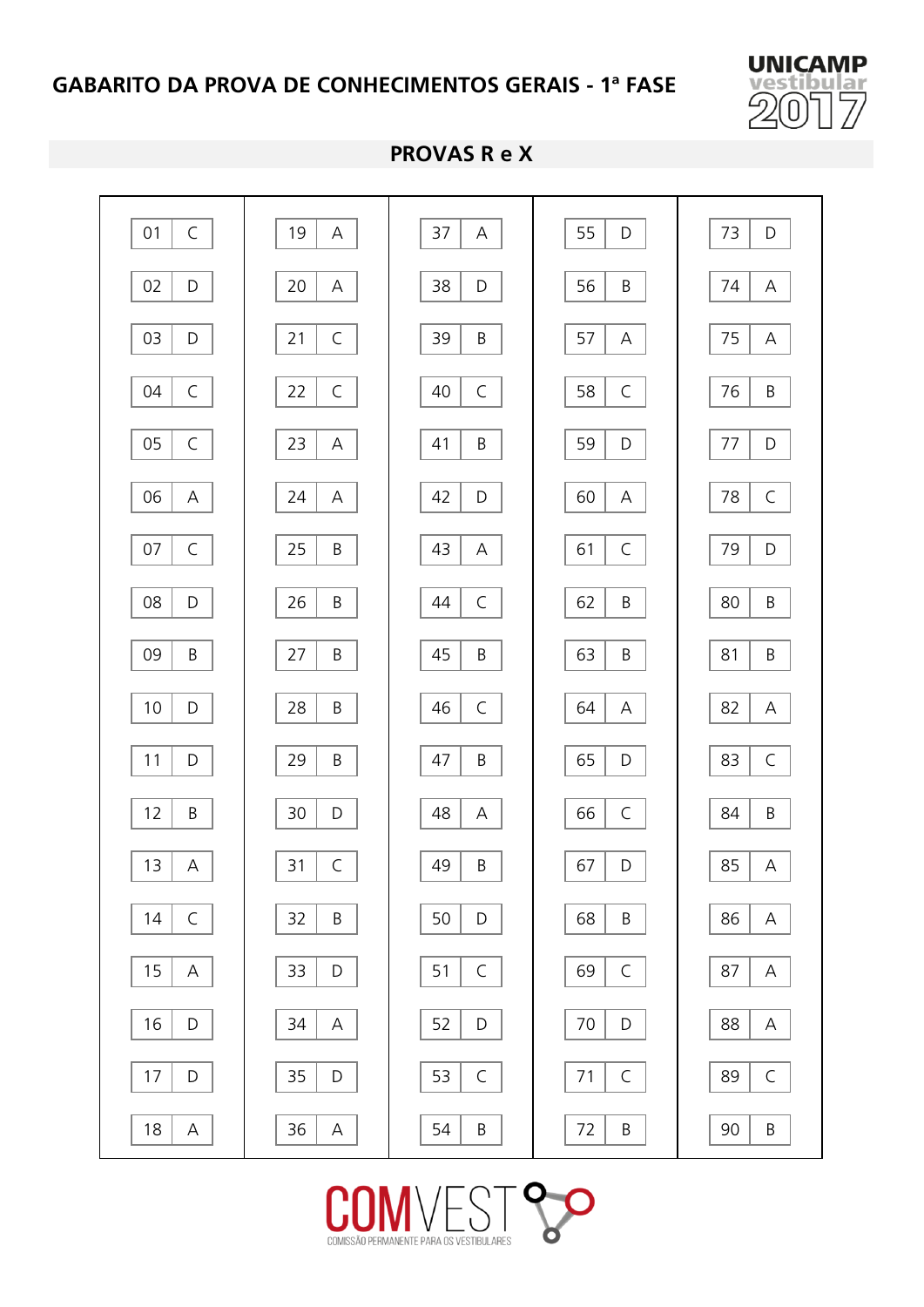# GABARITO DA PROVA DE CONHECIMENTOS GERAIS - 1ª FASE

UNICAMP vestibular 2017

## PROVAS R e X

| Questão | Resposta | Questão | Resposta | Questão | Resposta | Questão | Resposta | Questão | Resposta |
|---|---|---|---|---|---|---|---|---|---|
| 01 | C | 19 | A | 37 | A | 55 | D | 73 | D |
| 02 | D | 20 | A | 38 | D | 56 | B | 74 | A |
| 03 | D | 21 | C | 39 | B | 57 | A | 75 | A |
| 04 | C | 22 | C | 40 | C | 58 | C | 76 | B |
| 05 | C | 23 | A | 41 | B | 59 | D | 77 | D |
| 06 | A | 24 | A | 42 | D | 60 | A | 78 | C |
| 07 | C | 25 | B | 43 | A | 61 | C | 79 | D |
| 08 | D | 26 | B | 44 | C | 62 | B | 80 | B |
| 09 | B | 27 | B | 45 | B | 63 | B | 81 | B |
| 10 | D | 28 | B | 46 | C | 64 | A | 82 | A |
| 11 | D | 29 | B | 47 | B | 65 | D | 83 | C |
| 12 | B | 30 | D | 48 | A | 66 | C | 84 | B |
| 13 | A | 31 | C | 49 | B | 67 | D | 85 | A |
| 14 | C | 32 | B | 50 | D | 68 | B | 86 | A |
| 15 | A | 33 | D | 51 | C | 69 | C | 87 | A |
| 16 | D | 34 | A | 52 | D | 70 | D | 88 | A |
| 17 | D | 35 | D | 53 | C | 71 | C | 89 | C |
| 18 | A | 36 | A | 54 | B | 72 | B | 90 | B |

COMVEST
COMISSÃO PERMANENTE PARA OS VESTIBULARES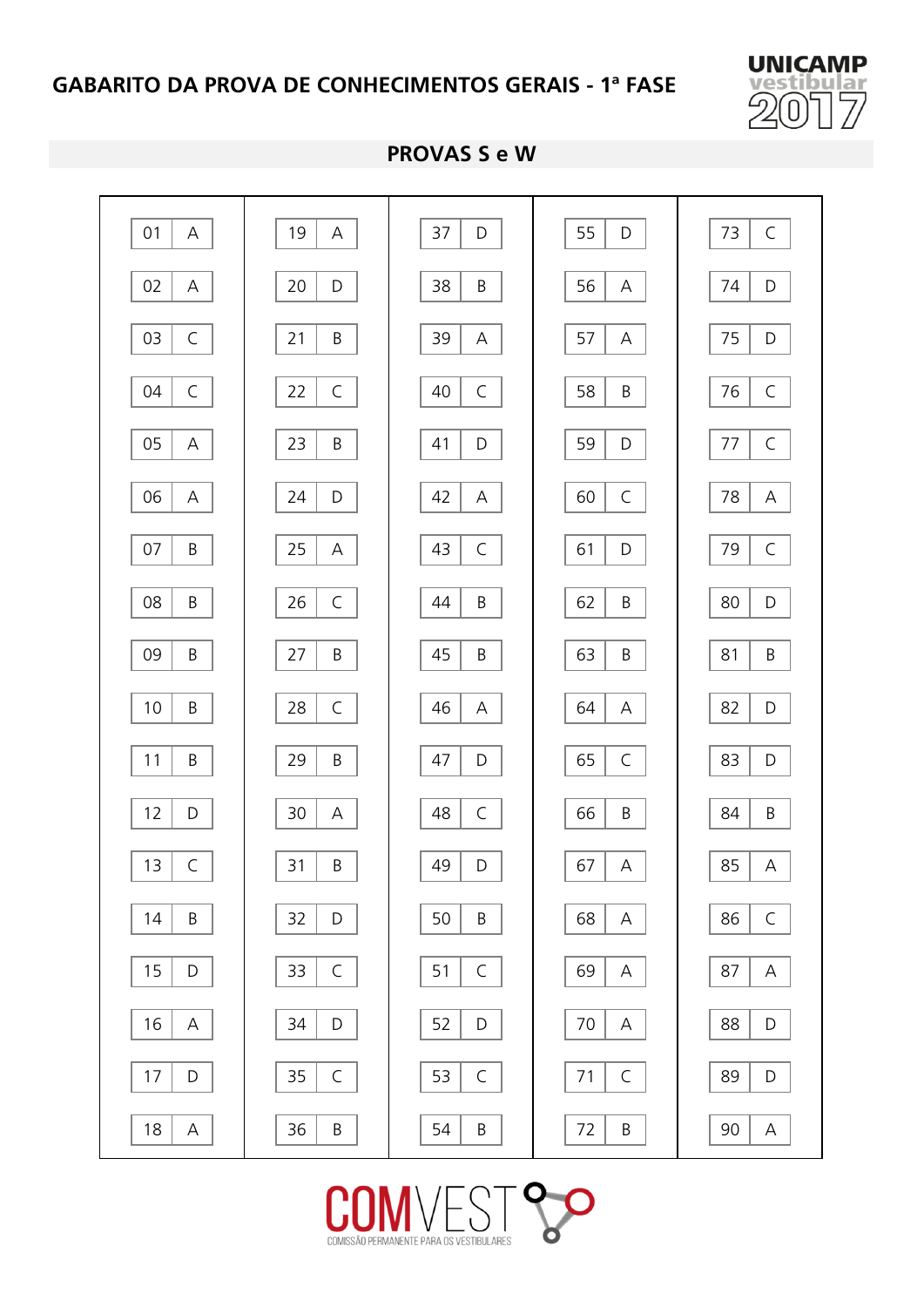# GABARITO DA PROVA DE CONHECIMENTOS GERAIS - 1ª FASE

UNICAMP vestibular 2017

## PROVAS S e W

| Questão | Resposta | Questão | Resposta | Questão | Resposta | Questão | Resposta | Questão | Resposta |
|---|---|---|---|---|---|---|---|---|---|
| 01 | A | 19 | A | 37 | D | 55 | D | 73 | C |
| 02 | A | 20 | D | 38 | B | 56 | A | 74 | D |
| 03 | C | 21 | B | 39 | A | 57 | A | 75 | D |
| 04 | C | 22 | C | 40 | C | 58 | B | 76 | C |
| 05 | A | 23 | B | 41 | D | 59 | D | 77 | C |
| 06 | A | 24 | D | 42 | A | 60 | C | 78 | A |
| 07 | B | 25 | A | 43 | C | 61 | D | 79 | C |
| 08 | B | 26 | C | 44 | B | 62 | B | 80 | D |
| 09 | B | 27 | B | 45 | B | 63 | B | 81 | B |
| 10 | B | 28 | C | 46 | A | 64 | A | 82 | D |
| 11 | B | 29 | B | 47 | D | 65 | C | 83 | D |
| 12 | D | 30 | A | 48 | C | 66 | B | 84 | B |
| 13 | C | 31 | B | 49 | D | 67 | A | 85 | A |
| 14 | B | 32 | D | 50 | B | 68 | A | 86 | C |
| 15 | D | 33 | C | 51 | C | 69 | A | 87 | A |
| 16 | A | 34 | D | 52 | D | 70 | A | 88 | D |
| 17 | D | 35 | C | 53 | C | 71 | C | 89 | D |
| 18 | A | 36 | B | 54 | B | 72 | B | 90 | A |

COMVEST
COMISSÃO PERMANENTE PARA OS VESTIBULARES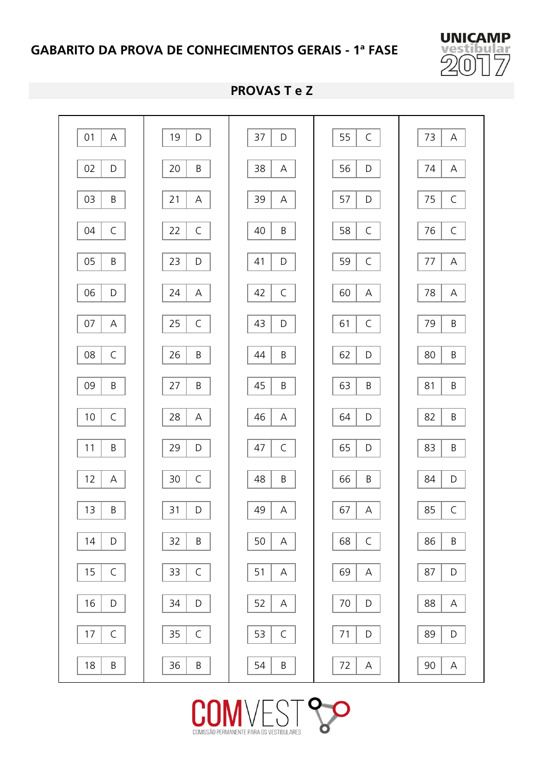## GABARITO DA PROVA DE CONHECIMENTOS GERAIS - 1ª FASE

UNICAMP vestibular 2017

### PROVAS T e Z

| | | | | | | | | | |
|---|---|---|---|---|---|---|---|---|---|
| 01 | A | 19 | D | 37 | D | 55 | C | 73 | A |
| 02 | D | 20 | B | 38 | A | 56 | D | 74 | A |
| 03 | B | 21 | A | 39 | A | 57 | D | 75 | C |
| 04 | C | 22 | C | 40 | B | 58 | C | 76 | C |
| 05 | B | 23 | D | 41 | D | 59 | C | 77 | A |
| 06 | D | 24 | A | 42 | C | 60 | A | 78 | A |
| 07 | A | 25 | C | 43 | D | 61 | C | 79 | B |
| 08 | C | 26 | B | 44 | B | 62 | D | 80 | B |
| 09 | B | 27 | B | 45 | B | 63 | B | 81 | B |
| 10 | C | 28 | A | 46 | A | 64 | D | 82 | B |
| 11 | B | 29 | D | 47 | C | 65 | D | 83 | B |
| 12 | A | 30 | C | 48 | B | 66 | B | 84 | D |
| 13 | B | 31 | D | 49 | A | 67 | A | 85 | C |
| 14 | D | 32 | B | 50 | A | 68 | C | 86 | B |
| 15 | C | 33 | C | 51 | A | 69 | A | 87 | D |
| 16 | D | 34 | D | 52 | A | 70 | D | 88 | A |
| 17 | C | 35 | C | 53 | C | 71 | D | 89 | D |
| 18 | B | 36 | B | 54 | B | 72 | A | 90 | A |

COMVEST
COMISSÃO PERMANENTE PARA OS VESTIBULARES